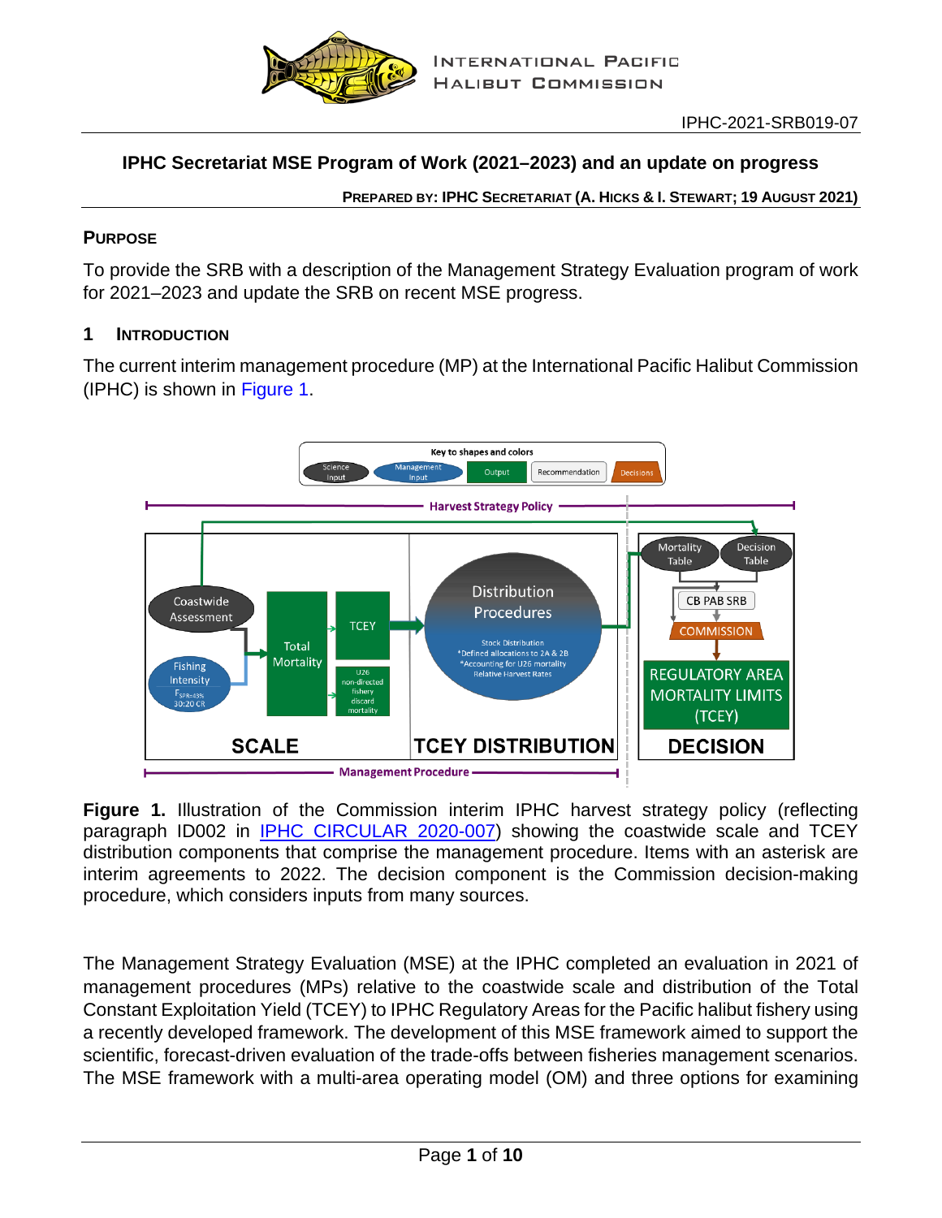IPHC-2021-SRB019-07

# IPHC Secretariat MSE Program of Work (2021–2023) and an update on progress

**PREPARED BY: IPHC SECRETARIAT (A. HICKS & I. STEWART; 19 AUGUST 2021)**

## PURPOSE

To provide the SRB with a description of the Management Strategy Evaluation program of work for 2021–2023 and update the SRB on recent MSE progress.

## 1 INTRODUCTION

The current interim management procedure (MP) at the International Pacific Halibut Commission (IPHC) is shown in Figure 1.

**Figure 1.** Illustration of the Commission interim IPHC harvest strategy policy (reflecting paragraph ID002 in IPHC CIRCULAR 2020-007) showing the coastwide scale and TCEY distribution components that comprise the management procedure. Items with an asterisk are interim agreements to 2022. The decision component is the Commission decision-making procedure, which considers inputs from many sources.

The Management Strategy Evaluation (MSE) at the IPHC completed an evaluation in 2021 of management procedures (MPs) relative to the coastwide scale and distribution of the Total Constant Exploitation Yield (TCEY) to IPHC Regulatory Areas for the Pacific halibut fishery using a recently developed framework. The development of this MSE framework aimed to support the scientific, forecast-driven evaluation of the trade-offs between fisheries management scenarios. The MSE framework with a multi-area operating model (OM) and three options for examining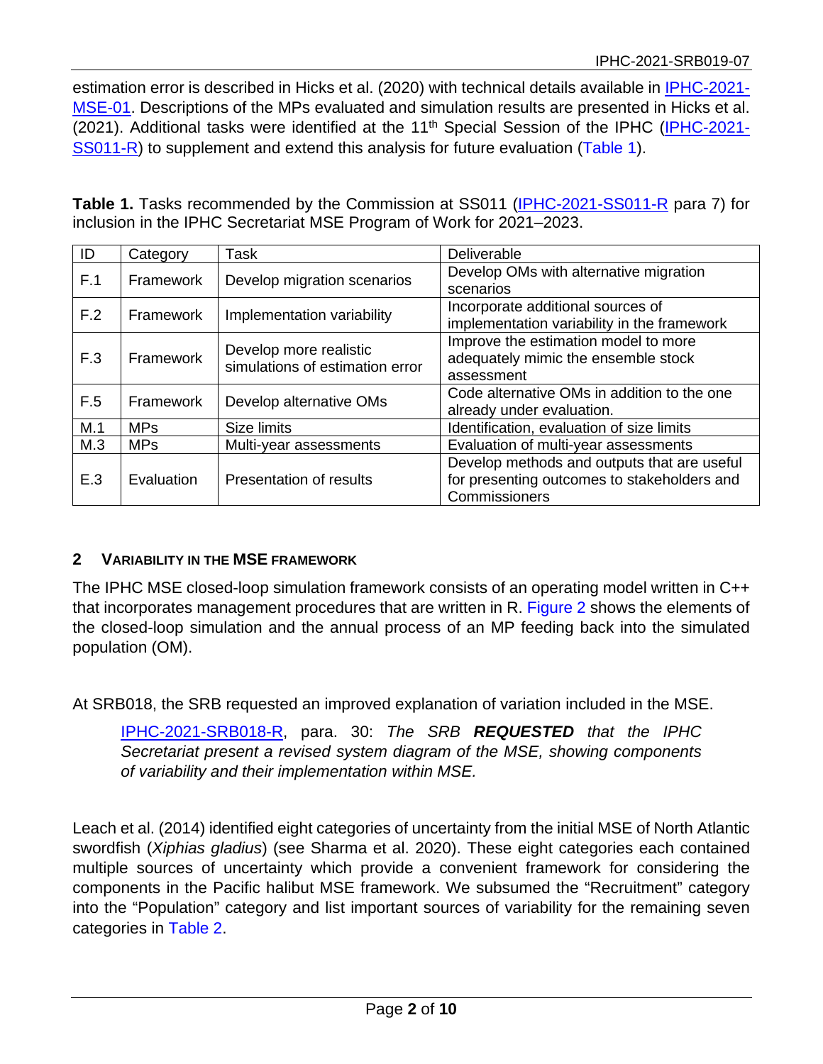estimation error is described in Hicks et al. (2020) with technical details available in IPHC-2021-MSE-01. Descriptions of the MPs evaluated and simulation results are presented in Hicks et al. (2021). Additional tasks were identified at the 11th Special Session of the IPHC (IPHC-2021-SS011-R) to supplement and extend this analysis for future evaluation (Table 1).

**Table 1.** Tasks recommended by the Commission at SS011 (IPHC-2021-SS011-R para 7) for inclusion in the IPHC Secretariat MSE Program of Work for 2021–2023.

| ID | Category | Task | Deliverable |
|---|---|---|---|
| F.1 | Framework | Develop migration scenarios | Develop OMs with alternative migration scenarios |
| F.2 | Framework | Implementation variability | Incorporate additional sources of implementation variability in the framework |
| F.3 | Framework | Develop more realistic simulations of estimation error | Improve the estimation model to more adequately mimic the ensemble stock assessment |
| F.5 | Framework | Develop alternative OMs | Code alternative OMs in addition to the one already under evaluation. |
| M.1 | MPs | Size limits | Identification, evaluation of size limits |
| M.3 | MPs | Multi-year assessments | Evaluation of multi-year assessments |
| E.3 | Evaluation | Presentation of results | Develop methods and outputs that are useful for presenting outcomes to stakeholders and Commissioners |

## 2 Variability in the MSE Framework

The IPHC MSE closed-loop simulation framework consists of an operating model written in C++ that incorporates management procedures that are written in R. Figure 2 shows the elements of the closed-loop simulation and the annual process of an MP feeding back into the simulated population (OM).

At SRB018, the SRB requested an improved explanation of variation included in the MSE.

> IPHC-2021-SRB018-R, para. 30: *The SRB* ***REQUESTED*** *that the IPHC Secretariat present a revised system diagram of the MSE, showing components of variability and their implementation within MSE.*

Leach et al. (2014) identified eight categories of uncertainty from the initial MSE of North Atlantic swordfish (*Xiphias gladius*) (see Sharma et al. 2020). These eight categories each contained multiple sources of uncertainty which provide a convenient framework for considering the components in the Pacific halibut MSE framework. We subsumed the "Recruitment" category into the "Population" category and list important sources of variability for the remaining seven categories in Table 2.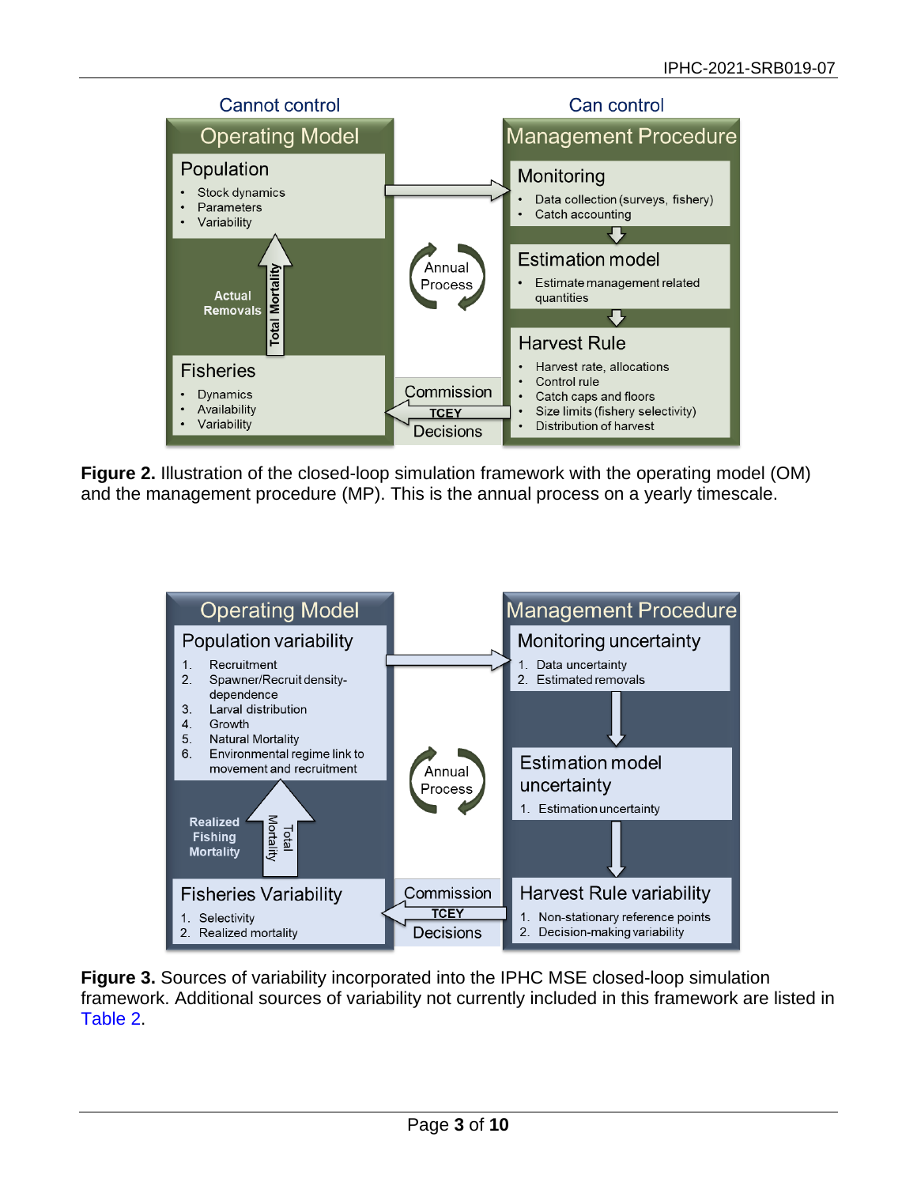**Cannot control** — **Operating Model**

- **Population**
  - Stock dynamics
  - Parameters
  - Variability
- Actual Removals / Total Mortality
- **Fisheries**
  - Dynamics
  - Availability
  - Variability

**Can control** — **Management Procedure**

- **Monitoring**
  - Data collection (surveys, fishery)
  - Catch accounting
- **Estimation model**
  - Estimate management related quantities
- **Harvest Rule**
  - Harvest rate, allocations
  - Control rule
  - Catch caps and floors
  - Size limits (fishery selectivity)
  - Distribution of harvest

Annual Process

Commission TCEY Decisions

**Figure 2.** Illustration of the closed-loop simulation framework with the operating model (OM) and the management procedure (MP). This is the annual process on a yearly timescale.

**Operating Model**

- **Population variability**
  1. Recruitment
  2. Spawner/Recruit density-dependence
  3. Larval distribution
  4. Growth
  5. Natural Mortality
  6. Environmental regime link to movement and recruitment
- Realized Fishing Mortality / Total Mortality
- **Fisheries Variability**
  1. Selectivity
  2. Realized mortality

**Management Procedure**

- **Monitoring uncertainty**
  1. Data uncertainty
  2. Estimated removals
- **Estimation model uncertainty**
  1. Estimation uncertainty
- **Harvest Rule variability**
  1. Non-stationary reference points
  2. Decision-making variability

Annual Process

Commission TCEY Decisions

**Figure 3.** Sources of variability incorporated into the IPHC MSE closed-loop simulation framework. Additional sources of variability not currently included in this framework are listed in Table 2.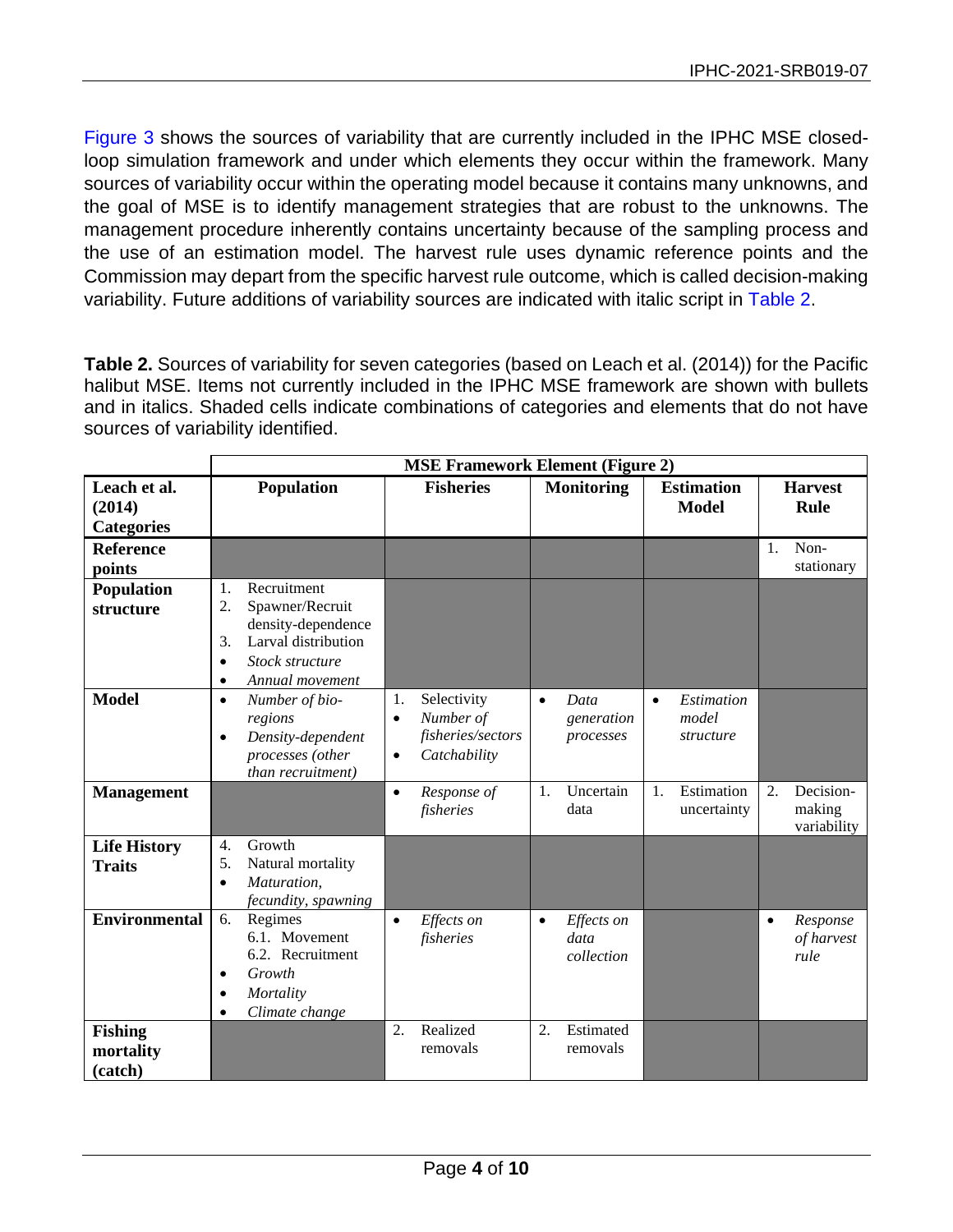Figure 3 shows the sources of variability that are currently included in the IPHC MSE closed-loop simulation framework and under which elements they occur within the framework. Many sources of variability occur within the operating model because it contains many unknowns, and the goal of MSE is to identify management strategies that are robust to the unknowns. The management procedure inherently contains uncertainty because of the sampling process and the use of an estimation model. The harvest rule uses dynamic reference points and the Commission may depart from the specific harvest rule outcome, which is called decision-making variability. Future additions of variability sources are indicated with italic script in Table 2.

**Table 2.** Sources of variability for seven categories (based on Leach et al. (2014)) for the Pacific halibut MSE. Items not currently included in the IPHC MSE framework are shown with bullets and in italics. Shaded cells indicate combinations of categories and elements that do not have sources of variability identified.

| | **MSE Framework Element (Figure 2)** | | | | |
|---|---|---|---|---|---|
| **Leach et al. (2014) Categories** | **Population** | **Fisheries** | **Monitoring** | **Estimation Model** | **Harvest Rule** |
| **Reference points** | | | | | 1. Non-stationary |
| **Population structure** | 1. Recruitment<br>2. Spawner/Recruit density-dependence<br>3. Larval distribution<br>• *Stock structure*<br>• *Annual movement* | | | | |
| **Model** | • *Number of bio-regions*<br>• *Density-dependent processes (other than recruitment)* | 1. Selectivity<br>• *Number of fisheries/sectors*<br>• *Catchability* | • *Data generation processes* | • *Estimation model structure* | |
| **Management** | | • *Response of fisheries* | 1. Uncertain data | 1. Estimation uncertainty | 2. Decision-making variability |
| **Life History Traits** | 4. Growth<br>5. Natural mortality<br>• *Maturation, fecundity, spawning* | | | | |
| **Environmental** | 6. Regimes<br>6.1. Movement<br>6.2. Recruitment<br>• *Growth*<br>• *Mortality*<br>• *Climate change* | • *Effects on fisheries* | • *Effects on data collection* | | • *Response of harvest rule* |
| **Fishing mortality (catch)** | | 2. Realized removals | 2. Estimated removals | | |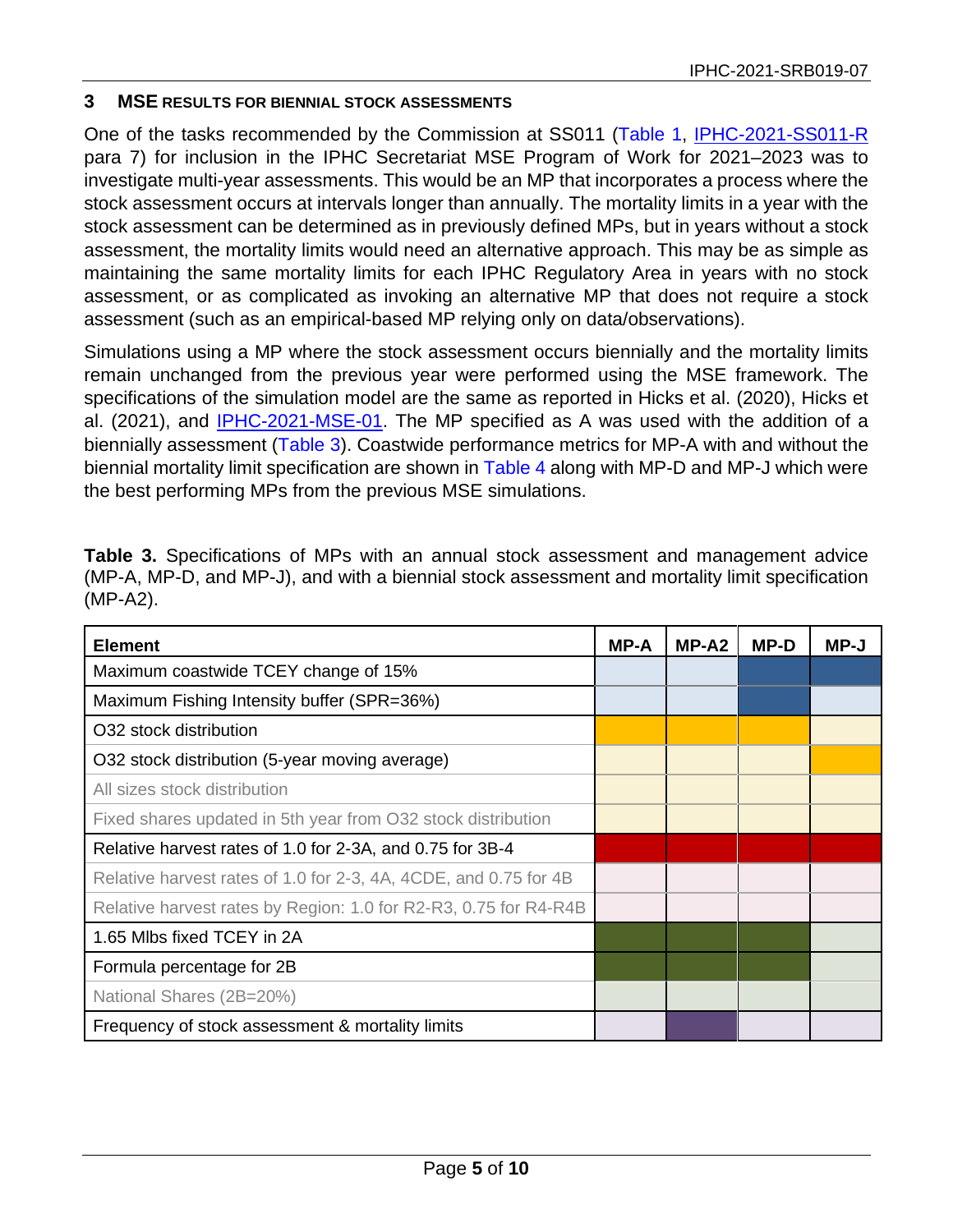## 3 MSE RESULTS FOR BIENNIAL STOCK ASSESSMENTS

One of the tasks recommended by the Commission at SS011 (Table 1, IPHC-2021-SS011-R para 7) for inclusion in the IPHC Secretariat MSE Program of Work for 2021–2023 was to investigate multi-year assessments. This would be an MP that incorporates a process where the stock assessment occurs at intervals longer than annually. The mortality limits in a year with the stock assessment can be determined as in previously defined MPs, but in years without a stock assessment, the mortality limits would need an alternative approach. This may be as simple as maintaining the same mortality limits for each IPHC Regulatory Area in years with no stock assessment, or as complicated as invoking an alternative MP that does not require a stock assessment (such as an empirical-based MP relying only on data/observations).

Simulations using a MP where the stock assessment occurs biennially and the mortality limits remain unchanged from the previous year were performed using the MSE framework. The specifications of the simulation model are the same as reported in Hicks et al. (2020), Hicks et al. (2021), and IPHC-2021-MSE-01. The MP specified as A was used with the addition of a biennially assessment (Table 3). Coastwide performance metrics for MP-A with and without the biennial mortality limit specification are shown in Table 4 along with MP-D and MP-J which were the best performing MPs from the previous MSE simulations.

**Table 3.** Specifications of MPs with an annual stock assessment and management advice (MP-A, MP-D, and MP-J), and with a biennial stock assessment and mortality limit specification (MP-A2).

| Element | MP-A | MP-A2 | MP-D | MP-J |
|---|---|---|---|---|
| Maximum coastwide TCEY change of 15% | | | X | X |
| Maximum Fishing Intensity buffer (SPR=36%) | | | X | |
| O32 stock distribution | X | X | X | |
| O32 stock distribution (5-year moving average) | | | | X |
| All sizes stock distribution | | | | |
| Fixed shares updated in 5th year from O32 stock distribution | | | | |
| Relative harvest rates of 1.0 for 2-3A, and 0.75 for 3B-4 | X | X | X | X |
| Relative harvest rates of 1.0 for 2-3, 4A, 4CDE, and 0.75 for 4B | | | | |
| Relative harvest rates by Region: 1.0 for R2-R3, 0.75 for R4-R4B | | | | |
| 1.65 Mlbs fixed TCEY in 2A | X | X | X | |
| Formula percentage for 2B | X | X | X | |
| National Shares (2B=20%) | | | | |
| Frequency of stock assessment & mortality limits | | X | | |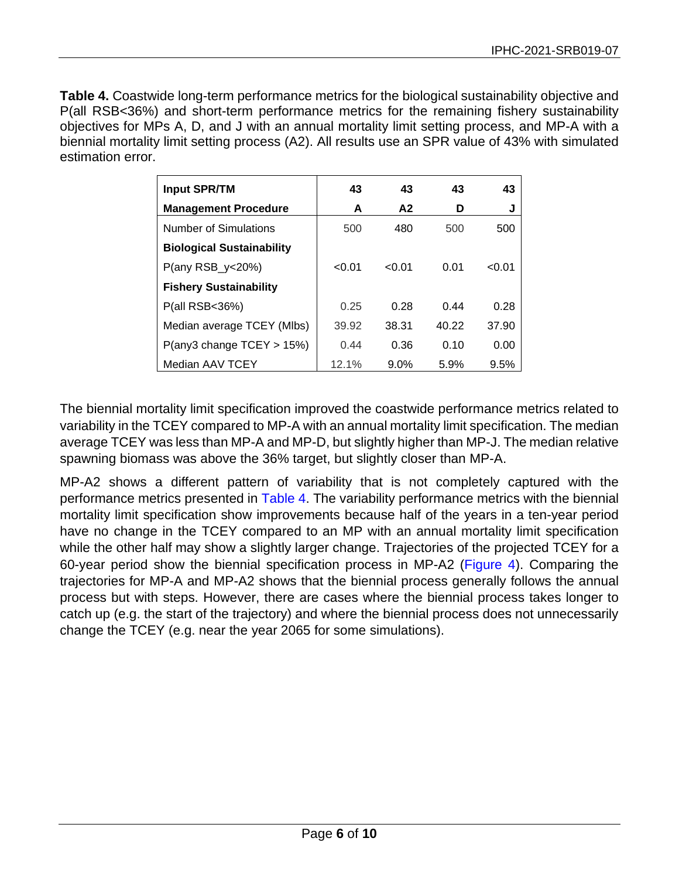**Table 4.** Coastwide long-term performance metrics for the biological sustainability objective and P(all RSB<36%) and short-term performance metrics for the remaining fishery sustainability objectives for MPs A, D, and J with an annual mortality limit setting process, and MP-A with a biennial mortality limit setting process (A2). All results use an SPR value of 43% with simulated estimation error.

| **Input SPR/TM** | **43** | **43** | **43** | **43** |
|---|---|---|---|---|
| **Management Procedure** | **A** | **A2** | **D** | **J** |
| Number of Simulations | 500 | 480 | 500 | 500 |
| **Biological Sustainability** | | | | |
| P(any RSB_y<20%) | <0.01 | <0.01 | 0.01 | <0.01 |
| **Fishery Sustainability** | | | | |
| P(all RSB<36%) | 0.25 | 0.28 | 0.44 | 0.28 |
| Median average TCEY (Mlbs) | 39.92 | 38.31 | 40.22 | 37.90 |
| P(any3 change TCEY > 15%) | 0.44 | 0.36 | 0.10 | 0.00 |
| Median AAV TCEY | 12.1% | 9.0% | 5.9% | 9.5% |

The biennial mortality limit specification improved the coastwide performance metrics related to variability in the TCEY compared to MP-A with an annual mortality limit specification. The median average TCEY was less than MP-A and MP-D, but slightly higher than MP-J. The median relative spawning biomass was above the 36% target, but slightly closer than MP-A.

MP-A2 shows a different pattern of variability that is not completely captured with the performance metrics presented in Table 4. The variability performance metrics with the biennial mortality limit specification show improvements because half of the years in a ten-year period have no change in the TCEY compared to an MP with an annual mortality limit specification while the other half may show a slightly larger change. Trajectories of the projected TCEY for a 60-year period show the biennial specification process in MP-A2 (Figure 4). Comparing the trajectories for MP-A and MP-A2 shows that the biennial process generally follows the annual process but with steps. However, there are cases where the biennial process takes longer to catch up (e.g. the start of the trajectory) and where the biennial process does not unnecessarily change the TCEY (e.g. near the year 2065 for some simulations).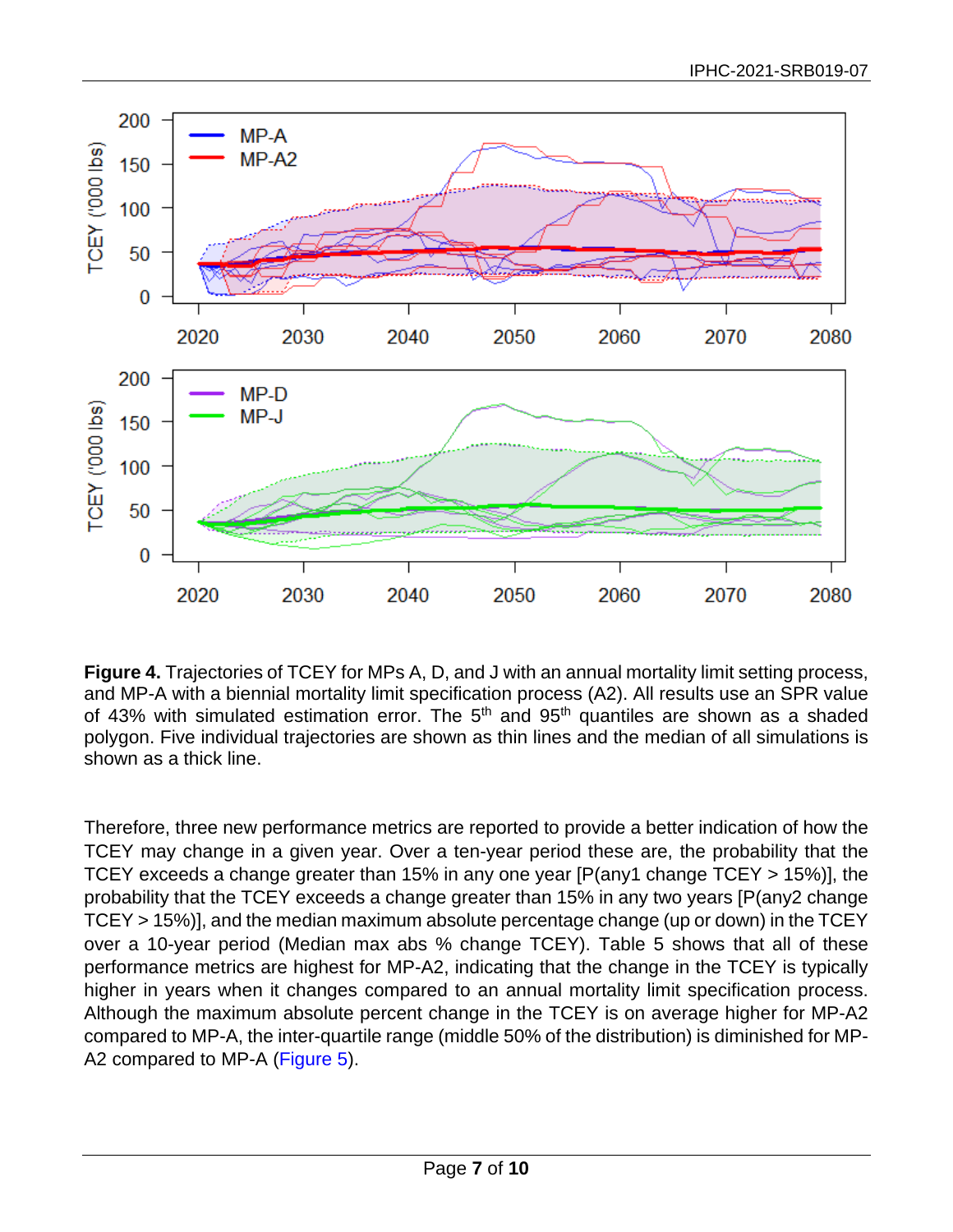**Figure 4.** Trajectories of TCEY for MPs A, D, and J with an annual mortality limit setting process, and MP-A with a biennial mortality limit specification process (A2). All results use an SPR value of 43% with simulated estimation error. The 5th and 95th quantiles are shown as a shaded polygon. Five individual trajectories are shown as thin lines and the median of all simulations is shown as a thick line.

Therefore, three new performance metrics are reported to provide a better indication of how the TCEY may change in a given year. Over a ten-year period these are, the probability that the TCEY exceeds a change greater than 15% in any one year [P(any1 change TCEY > 15%)], the probability that the TCEY exceeds a change greater than 15% in any two years [P(any2 change TCEY > 15%)], and the median maximum absolute percentage change (up or down) in the TCEY over a 10-year period (Median max abs % change TCEY). Table 5 shows that all of these performance metrics are highest for MP-A2, indicating that the change in the TCEY is typically higher in years when it changes compared to an annual mortality limit specification process. Although the maximum absolute percent change in the TCEY is on average higher for MP-A2 compared to MP-A, the inter-quartile range (middle 50% of the distribution) is diminished for MP-A2 compared to MP-A (Figure 5).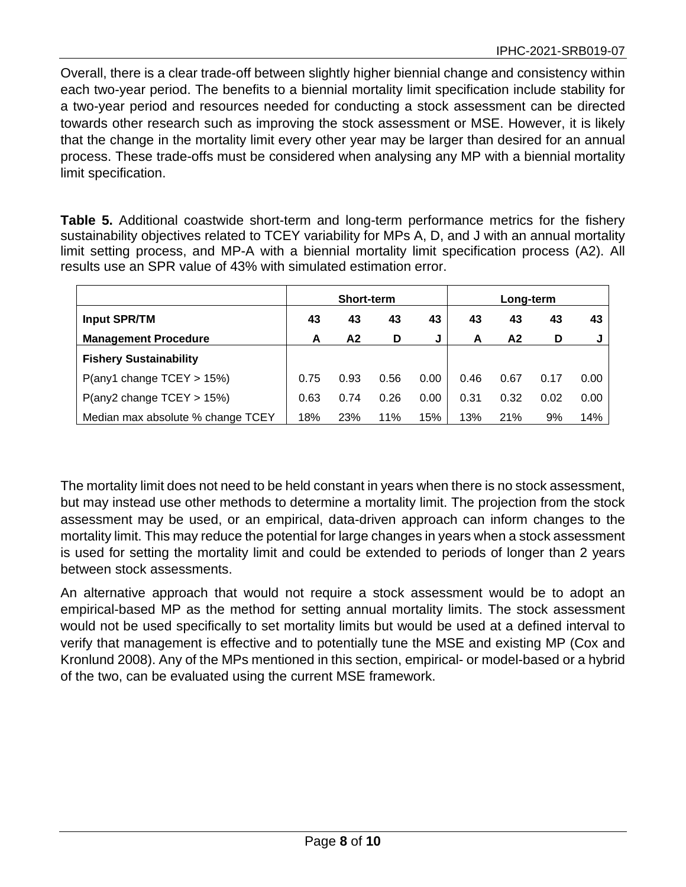Overall, there is a clear trade-off between slightly higher biennial change and consistency within each two-year period. The benefits to a biennial mortality limit specification include stability for a two-year period and resources needed for conducting a stock assessment can be directed towards other research such as improving the stock assessment or MSE. However, it is likely that the change in the mortality limit every other year may be larger than desired for an annual process. These trade-offs must be considered when analysing any MP with a biennial mortality limit specification.

**Table 5.** Additional coastwide short-term and long-term performance metrics for the fishery sustainability objectives related to TCEY variability for MPs A, D, and J with an annual mortality limit setting process, and MP-A with a biennial mortality limit specification process (A2). All results use an SPR value of 43% with simulated estimation error.

| | Short-term | | | | Long-term | | | |
|---|---|---|---|---|---|---|---|---|
| **Input SPR/TM** | **43** | **43** | **43** | **43** | **43** | **43** | **43** | **43** |
| **Management Procedure** | **A** | **A2** | **D** | **J** | **A** | **A2** | **D** | **J** |
| **Fishery Sustainability** | | | | | | | | |
| P(any1 change TCEY > 15%) | 0.75 | 0.93 | 0.56 | 0.00 | 0.46 | 0.67 | 0.17 | 0.00 |
| P(any2 change TCEY > 15%) | 0.63 | 0.74 | 0.26 | 0.00 | 0.31 | 0.32 | 0.02 | 0.00 |
| Median max absolute % change TCEY | 18% | 23% | 11% | 15% | 13% | 21% | 9% | 14% |

The mortality limit does not need to be held constant in years when there is no stock assessment, but may instead use other methods to determine a mortality limit. The projection from the stock assessment may be used, or an empirical, data-driven approach can inform changes to the mortality limit. This may reduce the potential for large changes in years when a stock assessment is used for setting the mortality limit and could be extended to periods of longer than 2 years between stock assessments.

An alternative approach that would not require a stock assessment would be to adopt an empirical-based MP as the method for setting annual mortality limits. The stock assessment would not be used specifically to set mortality limits but would be used at a defined interval to verify that management is effective and to potentially tune the MSE and existing MP (Cox and Kronlund 2008). Any of the MPs mentioned in this section, empirical- or model-based or a hybrid of the two, can be evaluated using the current MSE framework.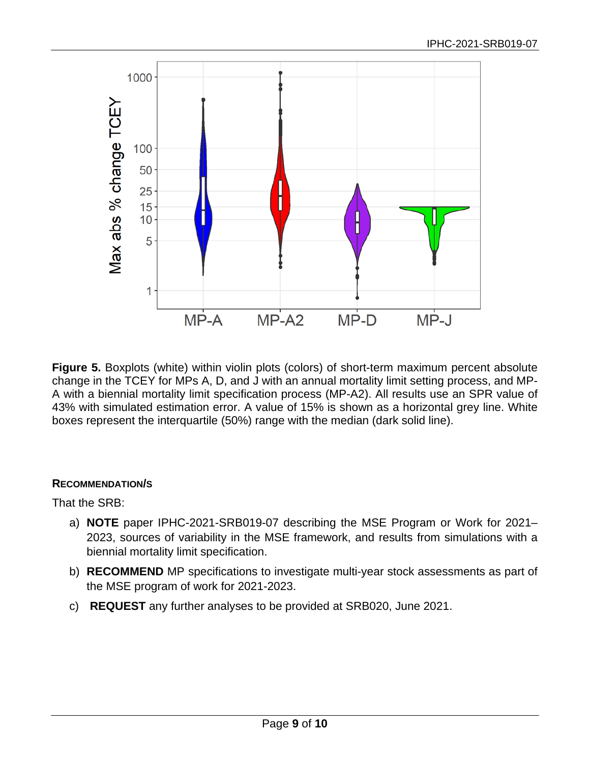**Figure 5.** Boxplots (white) within violin plots (colors) of short-term maximum percent absolute change in the TCEY for MPs A, D, and J with an annual mortality limit setting process, and MP-A with a biennial mortality limit specification process (MP-A2). All results use an SPR value of 43% with simulated estimation error. A value of 15% is shown as a horizontal grey line. White boxes represent the interquartile (50%) range with the median (dark solid line).

## RECOMMENDATION/S

That the SRB:

a) **NOTE** paper IPHC-2021-SRB019-07 describing the MSE Program or Work for 2021–2023, sources of variability in the MSE framework, and results from simulations with a biennial mortality limit specification.

b) **RECOMMEND** MP specifications to investigate multi-year stock assessments as part of the MSE program of work for 2021-2023.

c) **REQUEST** any further analyses to be provided at SRB020, June 2021.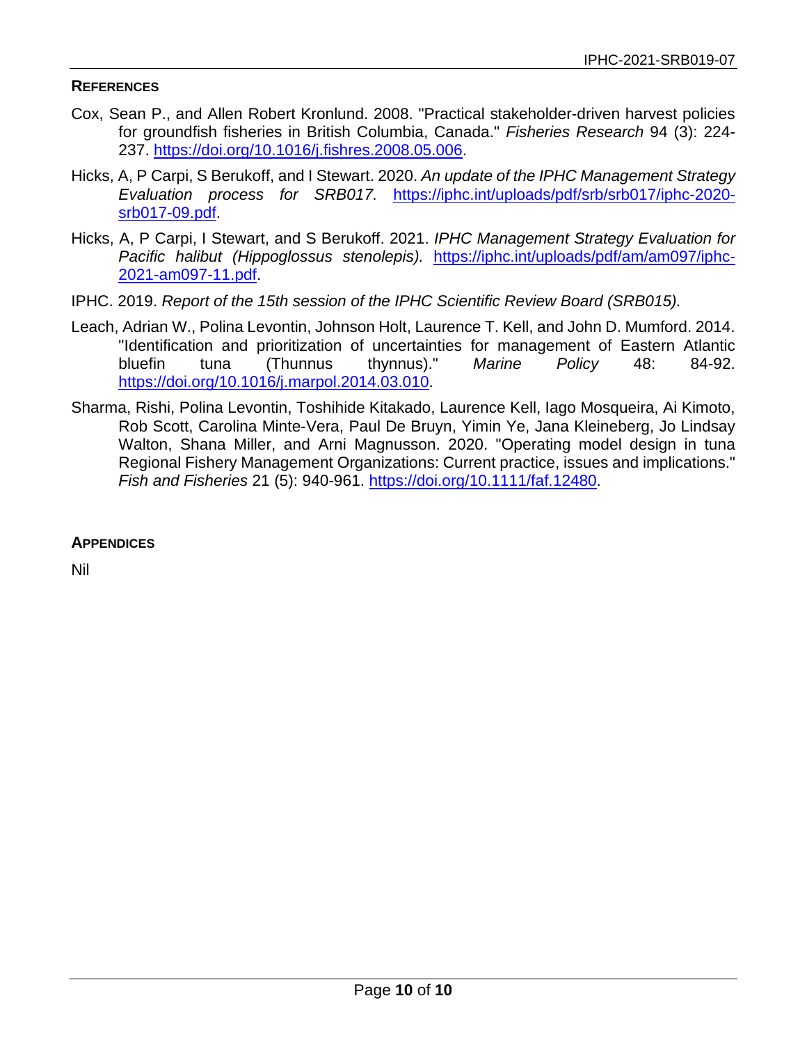## REFERENCES

Cox, Sean P., and Allen Robert Kronlund. 2008. "Practical stakeholder-driven harvest policies for groundfish fisheries in British Columbia, Canada." *Fisheries Research* 94 (3): 224-237. https://doi.org/10.1016/j.fishres.2008.05.006.

Hicks, A, P Carpi, S Berukoff, and I Stewart. 2020. *An update of the IPHC Management Strategy Evaluation process for SRB017.* https://iphc.int/uploads/pdf/srb/srb017/iphc-2020-srb017-09.pdf.

Hicks, A, P Carpi, I Stewart, and S Berukoff. 2021. *IPHC Management Strategy Evaluation for Pacific halibut (Hippoglossus stenolepis).* https://iphc.int/uploads/pdf/am/am097/iphc-2021-am097-11.pdf.

IPHC. 2019. *Report of the 15th session of the IPHC Scientific Review Board (SRB015).*

Leach, Adrian W., Polina Levontin, Johnson Holt, Laurence T. Kell, and John D. Mumford. 2014. "Identification and prioritization of uncertainties for management of Eastern Atlantic bluefin tuna (Thunnus thynnus)." *Marine Policy* 48: 84-92. https://doi.org/10.1016/j.marpol.2014.03.010.

Sharma, Rishi, Polina Levontin, Toshihide Kitakado, Laurence Kell, Iago Mosqueira, Ai Kimoto, Rob Scott, Carolina Minte-Vera, Paul De Bruyn, Yimin Ye, Jana Kleineberg, Jo Lindsay Walton, Shana Miller, and Arni Magnusson. 2020. "Operating model design in tuna Regional Fishery Management Organizations: Current practice, issues and implications." *Fish and Fisheries* 21 (5): 940-961. https://doi.org/10.1111/faf.12480.

## APPENDICES

Nil